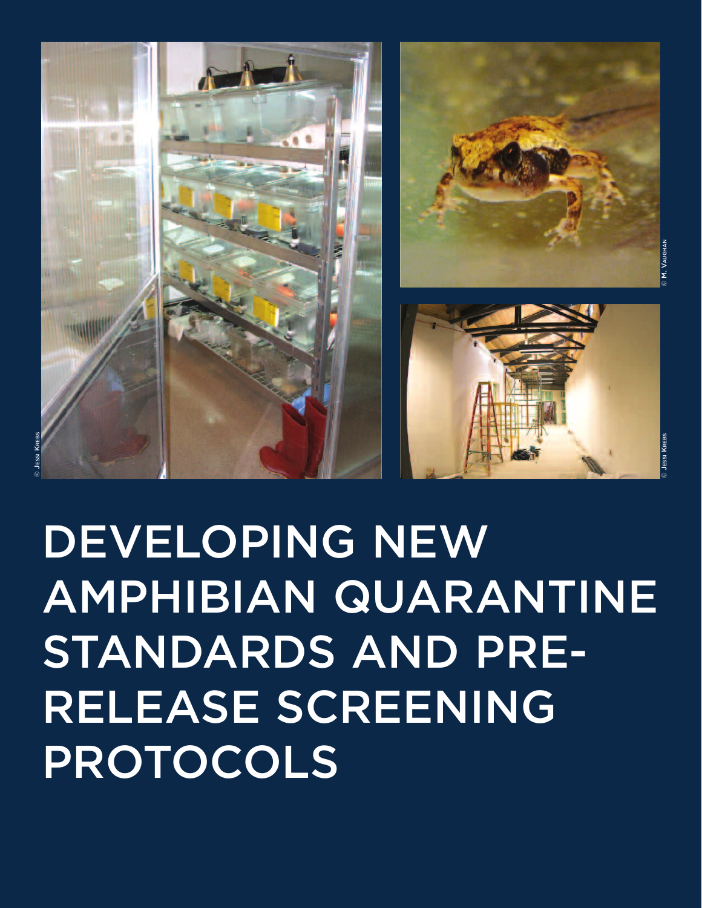© Jessi Krebs

© M. Vaughan

© Jessi Krebs

# DEVELOPING NEW AMPHIBIAN QUARANTINE STANDARDS AND PRE-RELEASE SCREENING PROTOCOLS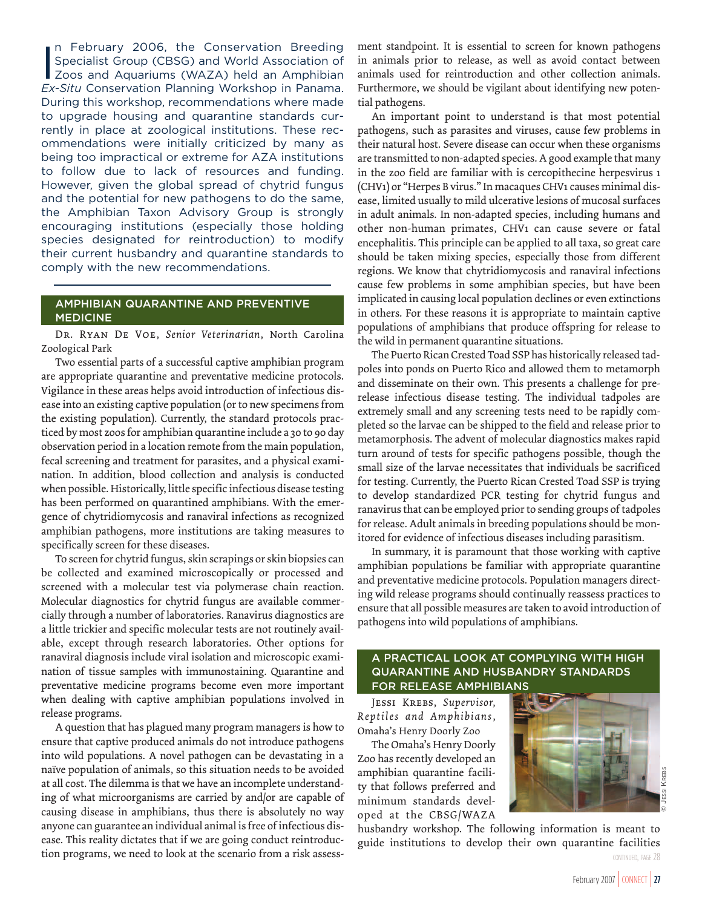In February 2006, the Conservation Breeding Specialist Group (CBSG) and World Association of Zoos and Aquariums (WAZA) held an Amphibian *Ex-Situ* Conservation Planning Workshop in Panama. During this workshop, recommendations where made to upgrade housing and quarantine standards currently in place at zoological institutions. These recommendations were initially criticized by many as being too impractical or extreme for AZA institutions to follow due to lack of resources and funding. However, given the global spread of chytrid fungus and the potential for new pathogens to do the same, the Amphibian Taxon Advisory Group is strongly encouraging institutions (especially those holding species designated for reintroduction) to modify their current husbandry and quarantine standards to comply with the new recommendations.

## AMPHIBIAN QUARANTINE AND PREVENTIVE MEDICINE

Dr. Ryan De Voe, *Senior Veterinarian*, North Carolina Zoological Park

Two essential parts of a successful captive amphibian program are appropriate quarantine and preventative medicine protocols. Vigilance in these areas helps avoid introduction of infectious disease into an existing captive population (or to new specimens from the existing population). Currently, the standard protocols practiced by most zoos for amphibian quarantine include a 30 to 90 day observation period in a location remote from the main population, fecal screening and treatment for parasites, and a physical examination. In addition, blood collection and analysis is conducted when possible. Historically, little specific infectious disease testing has been performed on quarantined amphibians. With the emergence of chytridiomycosis and ranaviral infections as recognized amphibian pathogens, more institutions are taking measures to specifically screen for these diseases.

To screen for chytrid fungus, skin scrapings or skin biopsies can be collected and examined microscopically or processed and screened with a molecular test via polymerase chain reaction. Molecular diagnostics for chytrid fungus are available commercially through a number of laboratories. Ranavirus diagnostics are a little trickier and specific molecular tests are not routinely available, except through research laboratories. Other options for ranaviral diagnosis include viral isolation and microscopic examination of tissue samples with immunostaining. Quarantine and preventative medicine programs become even more important when dealing with captive amphibian populations involved in release programs.

A question that has plagued many program managers is how to ensure that captive produced animals do not introduce pathogens into wild populations. A novel pathogen can be devastating in a naïve population of animals, so this situation needs to be avoided at all cost. The dilemma is that we have an incomplete understanding of what microorganisms are carried by and/or are capable of causing disease in amphibians, thus there is absolutely no way anyone can guarantee an individual animal is free of infectious disease. This reality dictates that if we are going conduct reintroduction programs, we need to look at the scenario from a risk assessment standpoint. It is essential to screen for known pathogens in animals prior to release, as well as avoid contact between animals used for reintroduction and other collection animals. Furthermore, we should be vigilant about identifying new potential pathogens.

An important point to understand is that most potential pathogens, such as parasites and viruses, cause few problems in their natural host. Severe disease can occur when these organisms are transmitted to non-adapted species. A good example that many in the zoo field are familiar with is cercopithecine herpesvirus 1 (CHV1) or "Herpes B virus." In macaques CHV1 causes minimal disease, limited usually to mild ulcerative lesions of mucosal surfaces in adult animals. In non-adapted species, including humans and other non-human primates, CHV1 can cause severe or fatal encephalitis. This principle can be applied to all taxa, so great care should be taken mixing species, especially those from different regions. We know that chytridiomycosis and ranaviral infections cause few problems in some amphibian species, but have been implicated in causing local population declines or even extinctions in others. For these reasons it is appropriate to maintain captive populations of amphibians that produce offspring for release to the wild in permanent quarantine situations.

The Puerto Rican Crested Toad SSP has historically released tadpoles into ponds on Puerto Rico and allowed them to metamorph and disseminate on their own. This presents a challenge for pre-release infectious disease testing. The individual tadpoles are extremely small and any screening tests need to be rapidly completed so the larvae can be shipped to the field and release prior to metamorphosis. The advent of molecular diagnostics makes rapid turn around of tests for specific pathogens possible, though the small size of the larvae necessitates that individuals be sacrificed for testing. Currently, the Puerto Rican Crested Toad SSP is trying to develop standardized PCR testing for chytrid fungus and ranavirus that can be employed prior to sending groups of tadpoles for release. Adult animals in breeding populations should be monitored for evidence of infectious diseases including parasitism.

In summary, it is paramount that those working with captive amphibian populations be familiar with appropriate quarantine and preventative medicine protocols. Population managers directing wild release programs should continually reassess practices to ensure that all possible measures are taken to avoid introduction of pathogens into wild populations of amphibians.

## A PRACTICAL LOOK AT COMPLYING WITH HIGH QUARANTINE AND HUSBANDRY STANDARDS FOR RELEASE AMPHIBIANS

Jessi Krebs, *Supervisor, Reptiles and Amphibians*, Omaha's Henry Doorly Zoo

The Omaha's Henry Doorly Zoo has recently developed an amphibian quarantine facility that follows preferred and minimum standards developed at the CBSG/WAZA husbandry workshop. The following information is meant to guide institutions to develop their own quarantine facilities

© Jessi Krebs

continued, page 28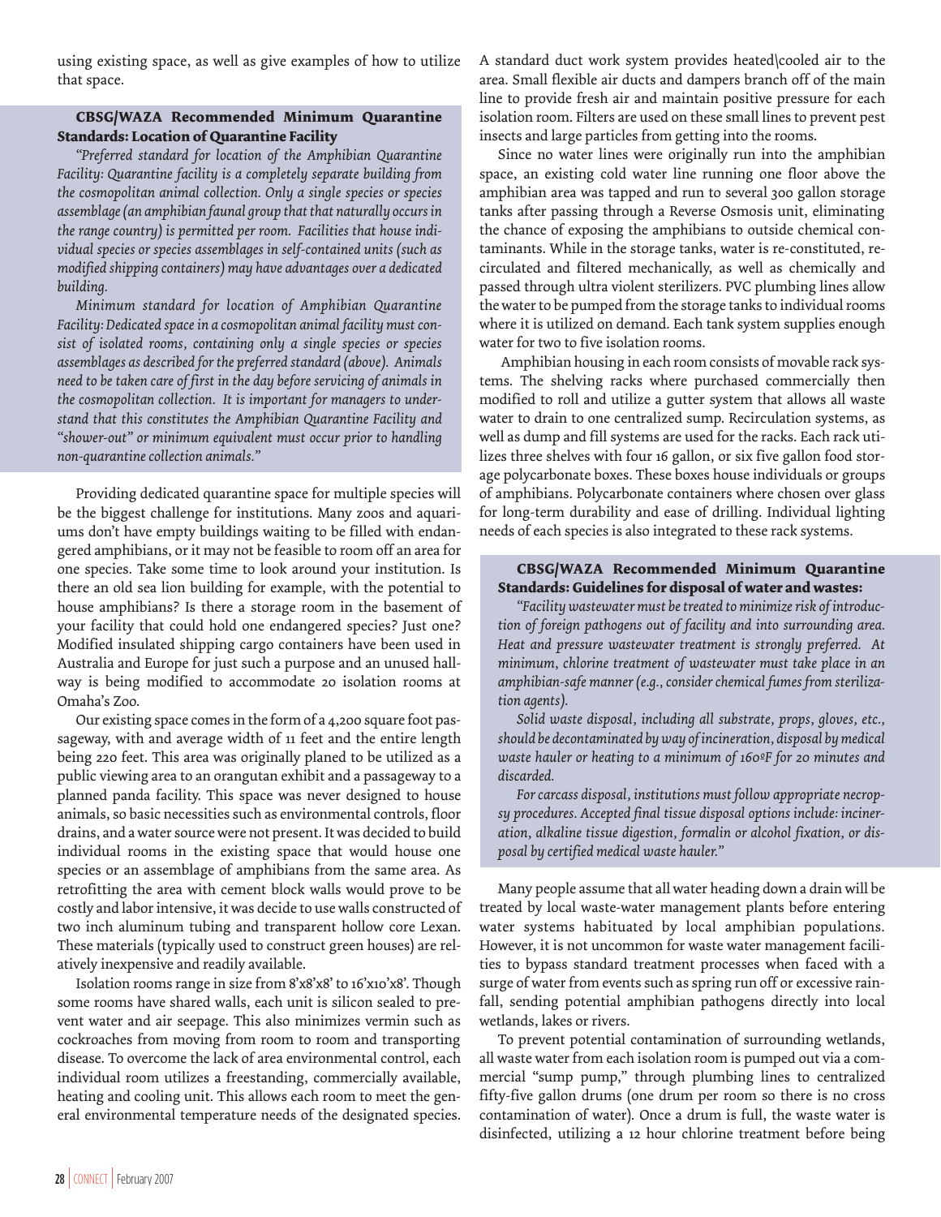using existing space, as well as give examples of how to utilize that space.

**CBSG/WAZA Recommended Minimum Quarantine Standards: Location of Quarantine Facility**

*"Preferred standard for location of the Amphibian Quarantine Facility: Quarantine facility is a completely separate building from the cosmopolitan animal collection. Only a single species or species assemblage (an amphibian faunal group that that naturally occurs in the range country) is permitted per room. Facilities that house individual species or species assemblages in self-contained units (such as modified shipping containers) may have advantages over a dedicated building.*

*Minimum standard for location of Amphibian Quarantine Facility: Dedicated space in a cosmopolitan animal facility must consist of isolated rooms, containing only a single species or species assemblages as described for the preferred standard (above). Animals need to be taken care of first in the day before servicing of animals in the cosmopolitan collection. It is important for managers to understand that this constitutes the Amphibian Quarantine Facility and "shower-out" or minimum equivalent must occur prior to handling non-quarantine collection animals."*

Providing dedicated quarantine space for multiple species will be the biggest challenge for institutions. Many zoos and aquariums don't have empty buildings waiting to be filled with endangered amphibians, or it may not be feasible to room off an area for one species. Take some time to look around your institution. Is there an old sea lion building for example, with the potential to house amphibians? Is there a storage room in the basement of your facility that could hold one endangered species? Just one? Modified insulated shipping cargo containers have been used in Australia and Europe for just such a purpose and an unused hallway is being modified to accommodate 20 isolation rooms at Omaha's Zoo.

Our existing space comes in the form of a 4,200 square foot passageway, with and average width of 11 feet and the entire length being 220 feet. This area was originally planed to be utilized as a public viewing area to an orangutan exhibit and a passageway to a planned panda facility. This space was never designed to house animals, so basic necessities such as environmental controls, floor drains, and a water source were not present. It was decided to build individual rooms in the existing space that would house one species or an assemblage of amphibians from the same area. As retrofitting the area with cement block walls would prove to be costly and labor intensive, it was decide to use walls constructed of two inch aluminum tubing and transparent hollow core Lexan. These materials (typically used to construct green houses) are relatively inexpensive and readily available.

Isolation rooms range in size from 8'x8'x8' to 16'x10'x8'. Though some rooms have shared walls, each unit is silicon sealed to prevent water and air seepage. This also minimizes vermin such as cockroaches from moving from room to room and transporting disease. To overcome the lack of area environmental control, each individual room utilizes a freestanding, commercially available, heating and cooling unit. This allows each room to meet the general environmental temperature needs of the designated species. A standard duct work system provides heated\cooled air to the area. Small flexible air ducts and dampers branch off of the main line to provide fresh air and maintain positive pressure for each isolation room. Filters are used on these small lines to prevent pest insects and large particles from getting into the rooms.

Since no water lines were originally run into the amphibian space, an existing cold water line running one floor above the amphibian area was tapped and run to several 300 gallon storage tanks after passing through a Reverse Osmosis unit, eliminating the chance of exposing the amphibians to outside chemical contaminants. While in the storage tanks, water is re-constituted, re-circulated and filtered mechanically, as well as chemically and passed through ultra violent sterilizers. PVC plumbing lines allow the water to be pumped from the storage tanks to individual rooms where it is utilized on demand. Each tank system supplies enough water for two to five isolation rooms.

Amphibian housing in each room consists of movable rack systems. The shelving racks where purchased commercially then modified to roll and utilize a gutter system that allows all waste water to drain to one centralized sump. Recirculation systems, as well as dump and fill systems are used for the racks. Each rack utilizes three shelves with four 16 gallon, or six five gallon food storage polycarbonate boxes. These boxes house individuals or groups of amphibians. Polycarbonate containers where chosen over glass for long-term durability and ease of drilling. Individual lighting needs of each species is also integrated to these rack systems.

**CBSG/WAZA Recommended Minimum Quarantine Standards: Guidelines for disposal of water and wastes:**

*"Facility wastewater must be treated to minimize risk of introduction of foreign pathogens out of facility and into surrounding area. Heat and pressure wastewater treatment is strongly preferred. At minimum, chlorine treatment of wastewater must take place in an amphibian-safe manner (e.g., consider chemical fumes from sterilization agents).*

*Solid waste disposal, including all substrate, props, gloves, etc., should be decontaminated by way of incineration, disposal by medical waste hauler or heating to a minimum of 160ºF for 20 minutes and discarded.*

*For carcass disposal, institutions must follow appropriate necropsy procedures. Accepted final tissue disposal options include: incineration, alkaline tissue digestion, formalin or alcohol fixation, or disposal by certified medical waste hauler."*

Many people assume that all water heading down a drain will be treated by local waste-water management plants before entering water systems habituated by local amphibian populations. However, it is not uncommon for waste water management facilities to bypass standard treatment processes when faced with a surge of water from events such as spring run off or excessive rainfall, sending potential amphibian pathogens directly into local wetlands, lakes or rivers.

To prevent potential contamination of surrounding wetlands, all waste water from each isolation room is pumped out via a commercial "sump pump," through plumbing lines to centralized fifty-five gallon drums (one drum per room so there is no cross contamination of water). Once a drum is full, the waste water is disinfected, utilizing a 12 hour chlorine treatment before being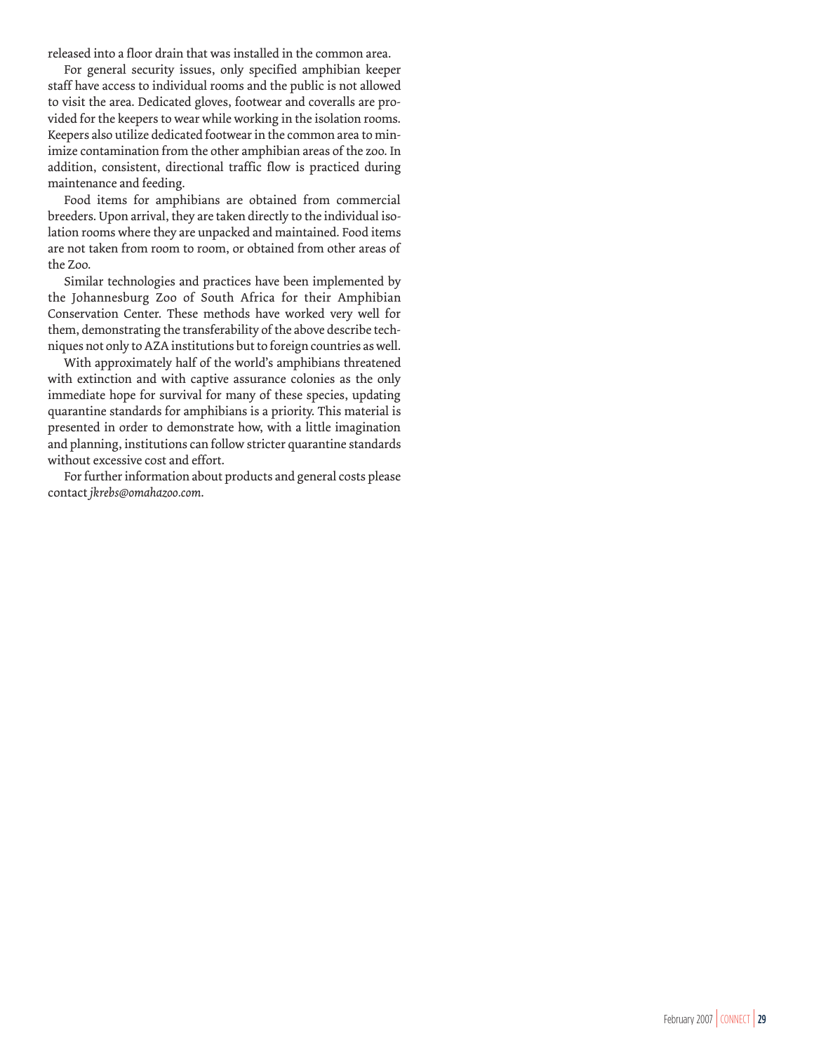released into a floor drain that was installed in the common area.

For general security issues, only specified amphibian keeper staff have access to individual rooms and the public is not allowed to visit the area. Dedicated gloves, footwear and coveralls are provided for the keepers to wear while working in the isolation rooms. Keepers also utilize dedicated footwear in the common area to minimize contamination from the other amphibian areas of the zoo. In addition, consistent, directional traffic flow is practiced during maintenance and feeding.

Food items for amphibians are obtained from commercial breeders. Upon arrival, they are taken directly to the individual isolation rooms where they are unpacked and maintained. Food items are not taken from room to room, or obtained from other areas of the Zoo.

Similar technologies and practices have been implemented by the Johannesburg Zoo of South Africa for their Amphibian Conservation Center. These methods have worked very well for them, demonstrating the transferability of the above describe techniques not only to AZA institutions but to foreign countries as well.

With approximately half of the world's amphibians threatened with extinction and with captive assurance colonies as the only immediate hope for survival for many of these species, updating quarantine standards for amphibians is a priority. This material is presented in order to demonstrate how, with a little imagination and planning, institutions can follow stricter quarantine standards without excessive cost and effort.

For further information about products and general costs please contact *jkrebs@omahazoo.com*.